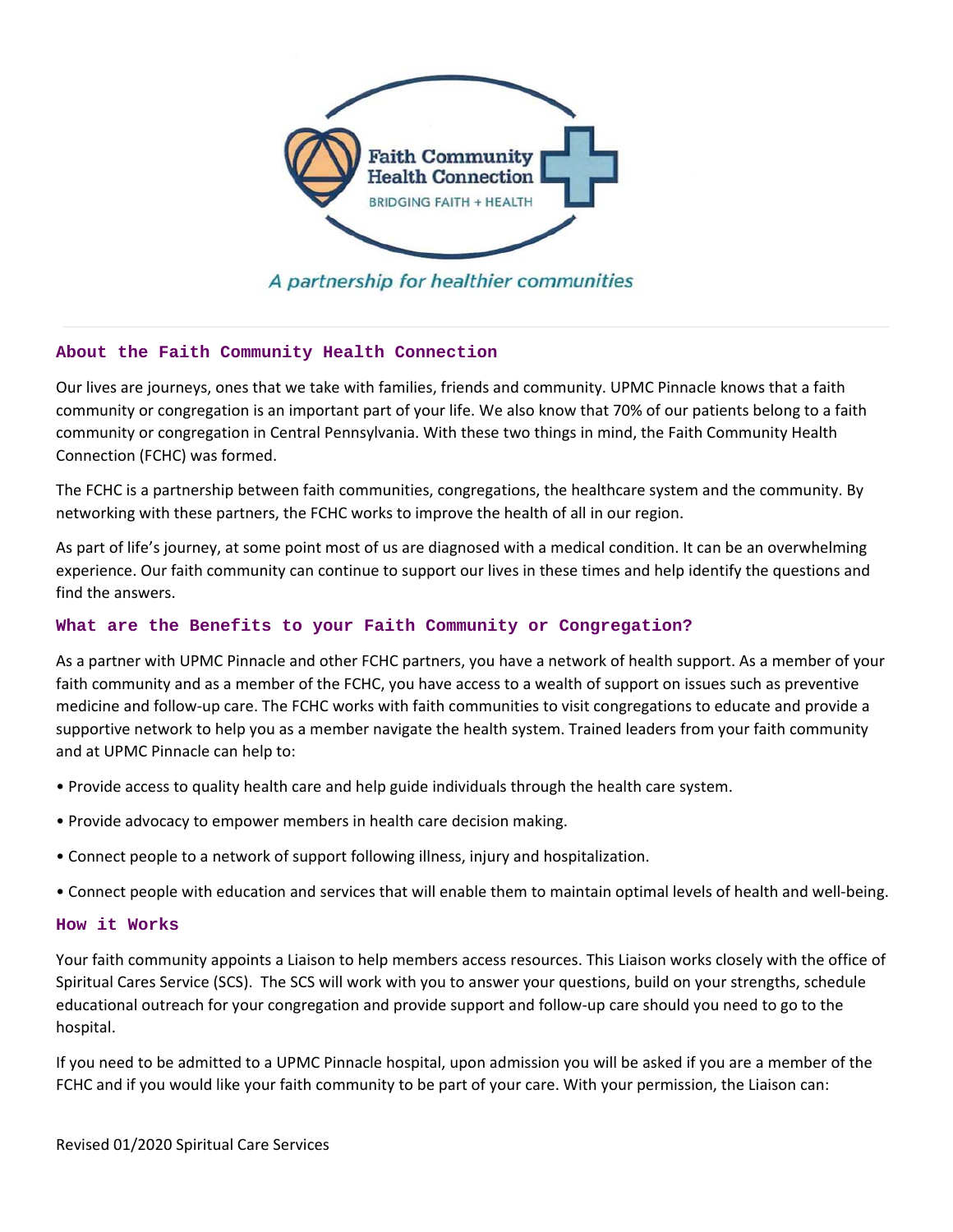Faith Community Health Connection

BRIDGING FAITH + HEALTH

*A partnership for healthier communities*

## About the Faith Community Health Connection

Our lives are journeys, ones that we take with families, friends and community. UPMC Pinnacle knows that a faith community or congregation is an important part of your life. We also know that 70% of our patients belong to a faith community or congregation in Central Pennsylvania. With these two things in mind, the Faith Community Health Connection (FCHC) was formed.

The FCHC is a partnership between faith communities, congregations, the healthcare system and the community. By networking with these partners, the FCHC works to improve the health of all in our region.

As part of life's journey, at some point most of us are diagnosed with a medical condition. It can be an overwhelming experience. Our faith community can continue to support our lives in these times and help identify the questions and find the answers.

## What are the Benefits to your Faith Community or Congregation?

As a partner with UPMC Pinnacle and other FCHC partners, you have a network of health support. As a member of your faith community and as a member of the FCHC, you have access to a wealth of support on issues such as preventive medicine and follow-up care. The FCHC works with faith communities to visit congregations to educate and provide a supportive network to help you as a member navigate the health system. Trained leaders from your faith community and at UPMC Pinnacle can help to:

- Provide access to quality health care and help guide individuals through the health care system.
- Provide advocacy to empower members in health care decision making.
- Connect people to a network of support following illness, injury and hospitalization.
- Connect people with education and services that will enable them to maintain optimal levels of health and well-being.

## How it Works

Your faith community appoints a Liaison to help members access resources. This Liaison works closely with the office of Spiritual Cares Service (SCS). The SCS will work with you to answer your questions, build on your strengths, schedule educational outreach for your congregation and provide support and follow-up care should you need to go to the hospital.

If you need to be admitted to a UPMC Pinnacle hospital, upon admission you will be asked if you are a member of the FCHC and if you would like your faith community to be part of your care. With your permission, the Liaison can:

Revised 01/2020 Spiritual Care Services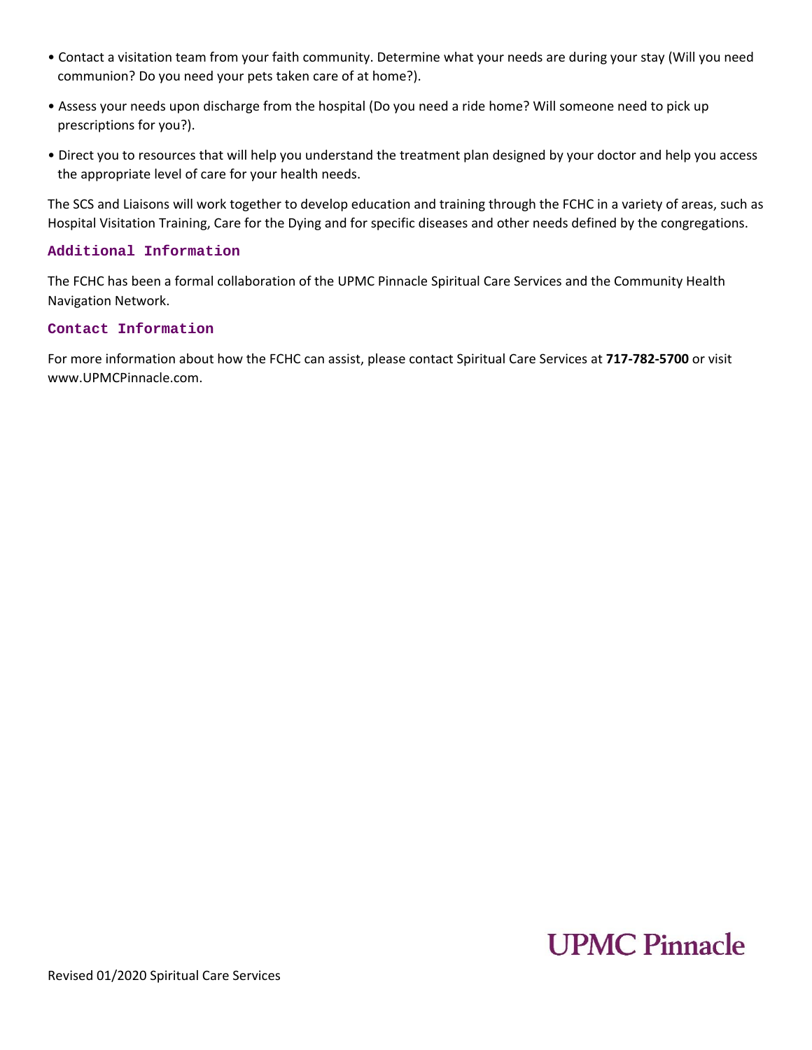- Contact a visitation team from your faith community. Determine what your needs are during your stay (Will you need communion? Do you need your pets taken care of at home?).
- Assess your needs upon discharge from the hospital (Do you need a ride home? Will someone need to pick up prescriptions for you?).
- Direct you to resources that will help you understand the treatment plan designed by your doctor and help you access the appropriate level of care for your health needs.

The SCS and Liaisons will work together to develop education and training through the FCHC in a variety of areas, such as Hospital Visitation Training, Care for the Dying and for specific diseases and other needs defined by the congregations.

## Additional Information

The FCHC has been a formal collaboration of the UPMC Pinnacle Spiritual Care Services and the Community Health Navigation Network.

## Contact Information

For more information about how the FCHC can assist, please contact Spiritual Care Services at **717-782-5700** or visit www.UPMCPinnacle.com.

UPMC Pinnacle

Revised 01/2020 Spiritual Care Services